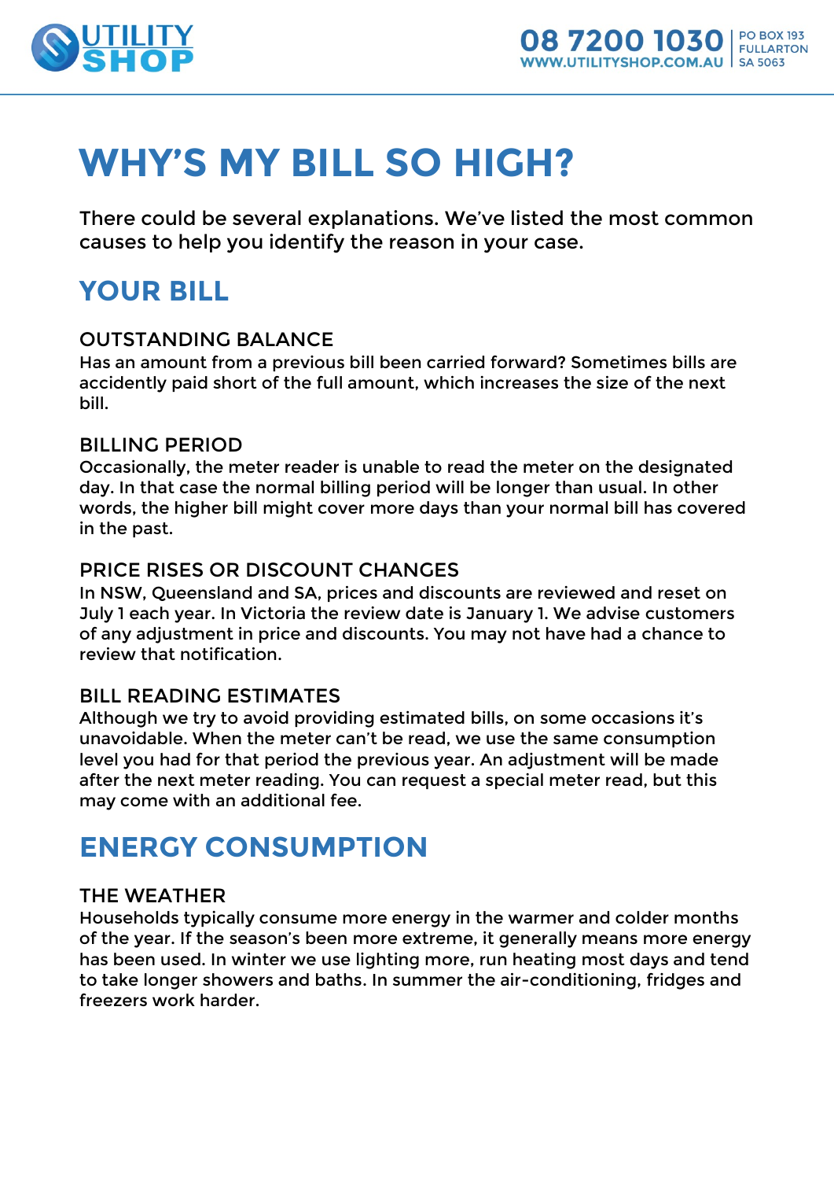# WHY'S MY BILL SO HIGH?

There could be several explanations. We've listed the most common causes to help you identify the reason in your case.

## YOUR BILL

### OUTSTANDING BALANCE

Has an amount from a previous bill been carried forward? Sometimes bills are accidently paid short of the full amount, which increases the size of the next bill.

### BILLING PERIOD

Occasionally, the meter reader is unable to read the meter on the designated day. In that case the normal billing period will be longer than usual. In other words, the higher bill might cover more days than your normal bill has covered in the past.

### PRICE RISES OR DISCOUNT CHANGES

In NSW, Queensland and SA, prices and discounts are reviewed and reset on July 1 each year. In Victoria the review date is January 1. We advise customers of any adjustment in price and discounts. You may not have had a chance to review that notification.

### BILL READING ESTIMATES

Although we try to avoid providing estimated bills, on some occasions it's unavoidable. When the meter can't be read, we use the same consumption level you had for that period the previous year. An adjustment will be made after the next meter reading. You can request a special meter read, but this may come with an additional fee.

## ENERGY CONSUMPTION

### THE WEATHER

Households typically consume more energy in the warmer and colder months of the year. If the season's been more extreme, it generally means more energy has been used. In winter we use lighting more, run heating most days and tend to take longer showers and baths. In summer the air-conditioning, fridges and freezers work harder.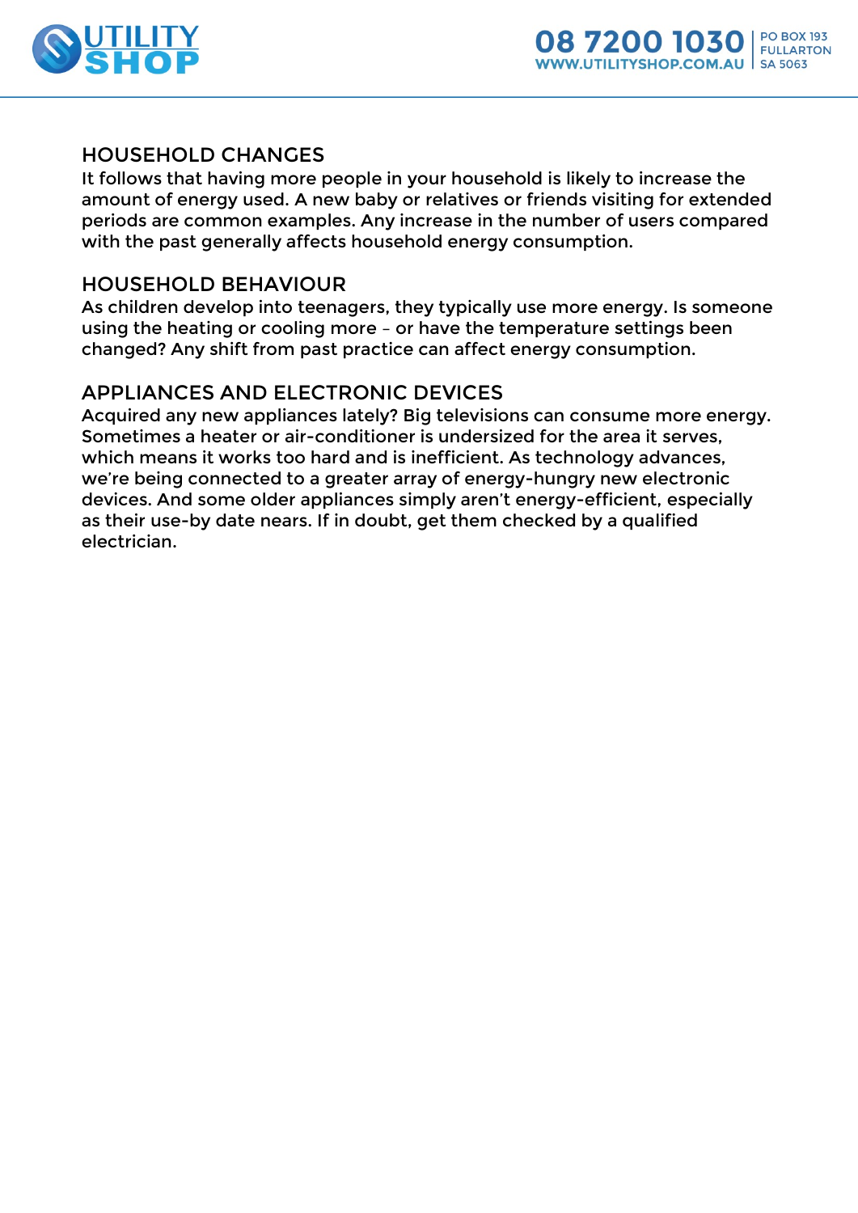## HOUSEHOLD CHANGES

It follows that having more people in your household is likely to increase the amount of energy used. A new baby or relatives or friends visiting for extended periods are common examples. Any increase in the number of users compared with the past generally affects household energy consumption.

## HOUSEHOLD BEHAVIOUR

As children develop into teenagers, they typically use more energy. Is someone using the heating or cooling more – or have the temperature settings been changed? Any shift from past practice can affect energy consumption.

## APPLIANCES AND ELECTRONIC DEVICES

Acquired any new appliances lately? Big televisions can consume more energy. Sometimes a heater or air-conditioner is undersized for the area it serves, which means it works too hard and is inefficient. As technology advances, we're being connected to a greater array of energy-hungry new electronic devices. And some older appliances simply aren't energy-efficient, especially as their use-by date nears. If in doubt, get them checked by a qualified electrician.